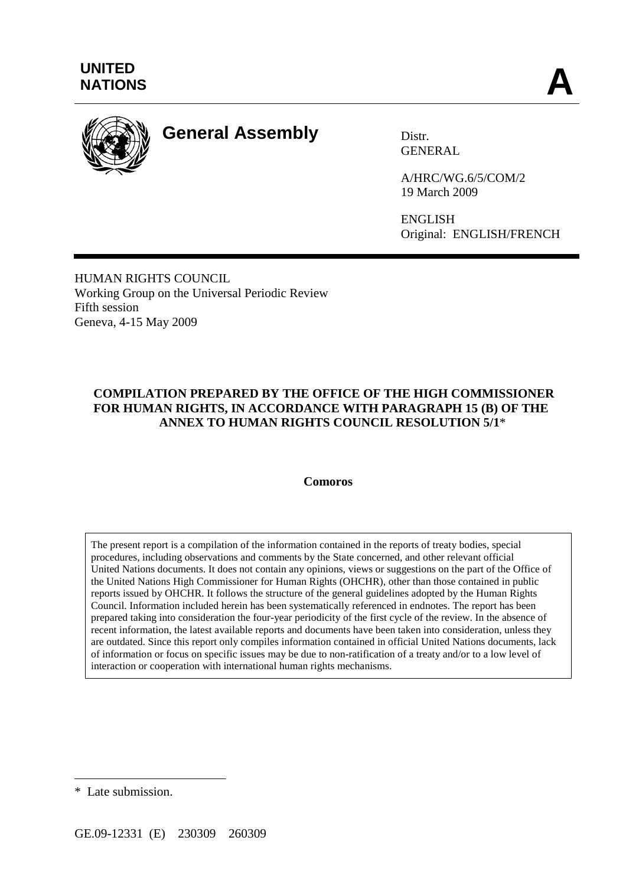**UNITED NATIONS** **A**

# General Assembly

Distr.
GENERAL

A/HRC/WG.6/5/COM/2
19 March 2009

ENGLISH
Original: ENGLISH/FRENCH

HUMAN RIGHTS COUNCIL
Working Group on the Universal Periodic Review
Fifth session
Geneva, 4-15 May 2009

## COMPILATION PREPARED BY THE OFFICE OF THE HIGH COMMISSIONER FOR HUMAN RIGHTS, IN ACCORDANCE WITH PARAGRAPH 15 (B) OF THE ANNEX TO HUMAN RIGHTS COUNCIL RESOLUTION 5/1*

**Comoros**

The present report is a compilation of the information contained in the reports of treaty bodies, special procedures, including observations and comments by the State concerned, and other relevant official United Nations documents. It does not contain any opinions, views or suggestions on the part of the Office of the United Nations High Commissioner for Human Rights (OHCHR), other than those contained in public reports issued by OHCHR. It follows the structure of the general guidelines adopted by the Human Rights Council. Information included herein has been systematically referenced in endnotes. The report has been prepared taking into consideration the four-year periodicity of the first cycle of the review. In the absence of recent information, the latest available reports and documents have been taken into consideration, unless they are outdated. Since this report only compiles information contained in official United Nations documents, lack of information or focus on specific issues may be due to non-ratification of a treaty and/or to a low level of interaction or cooperation with international human rights mechanisms.

---

\* Late submission.

GE.09-12331 (E) 230309 260309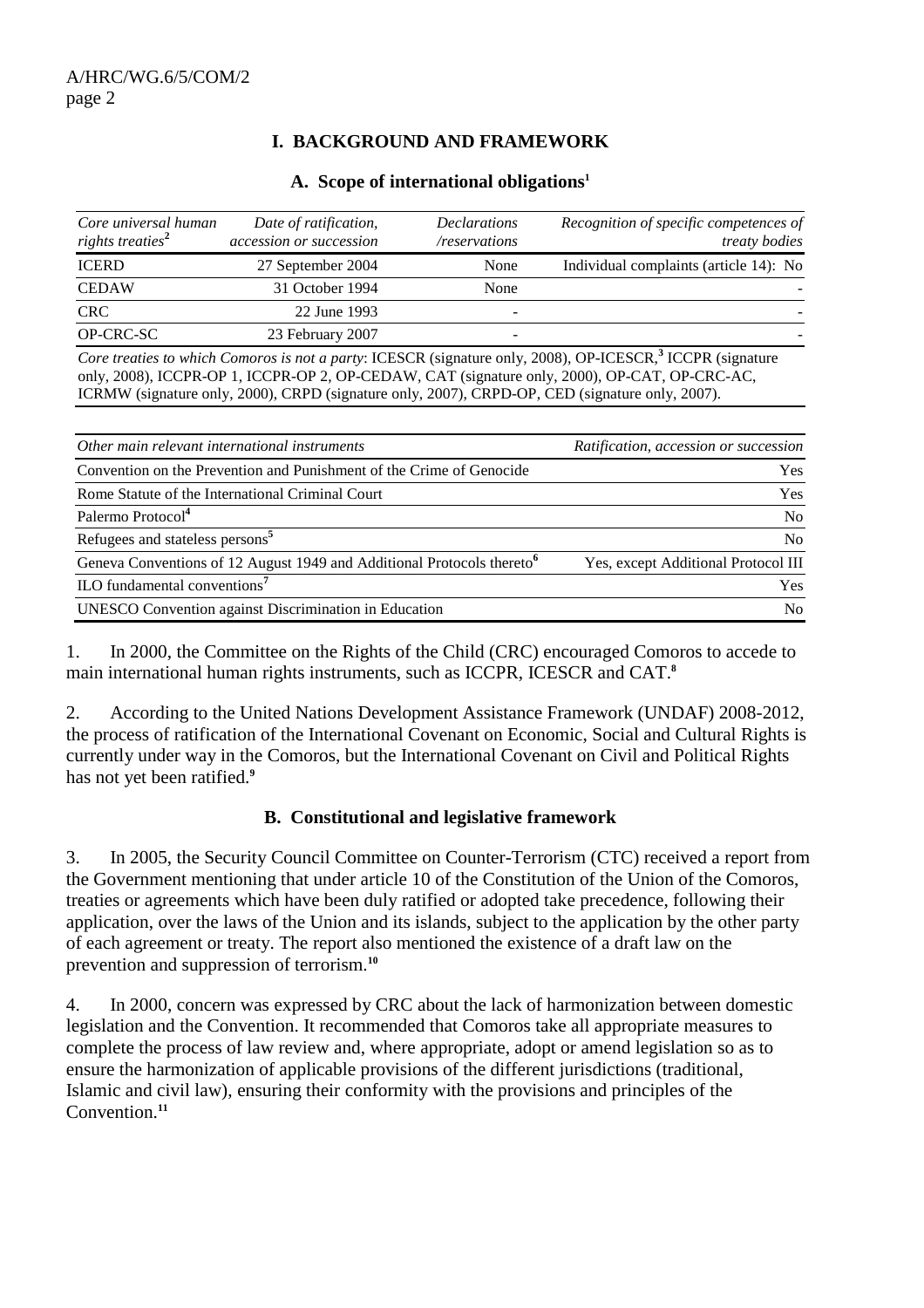## I. BACKGROUND AND FRAMEWORK

### A. Scope of international obligations[1]

| *Core universal human rights treaties*[2] | *Date of ratification, accession or succession* | *Declarations /reservations* | *Recognition of specific competences of treaty bodies* |
|---|---|---|---|
| ICERD | 27 September 2004 | None | Individual complaints (article 14): No |
| CEDAW | 31 October 1994 | None | - |
| CRC | 22 June 1993 | - | - |
| OP-CRC-SC | 23 February 2007 | - | - |

*Core treaties to which Comoros is not a party*: ICESCR (signature only, 2008), OP-ICESCR,[3] ICCPR (signature only, 2008), ICCPR-OP 1, ICCPR-OP 2, OP-CEDAW, CAT (signature only, 2000), OP-CAT, OP-CRC-AC, ICRMW (signature only, 2000), CRPD (signature only, 2007), CRPD-OP, CED (signature only, 2007).

| *Other main relevant international instruments* | *Ratification, accession or succession* |
|---|---|
| Convention on the Prevention and Punishment of the Crime of Genocide | Yes |
| Rome Statute of the International Criminal Court | Yes |
| Palermo Protocol[4] | No |
| Refugees and stateless persons[5] | No |
| Geneva Conventions of 12 August 1949 and Additional Protocols thereto[6] | Yes, except Additional Protocol III |
| ILO fundamental conventions[7] | Yes |
| UNESCO Convention against Discrimination in Education | No |

1. In 2000, the Committee on the Rights of the Child (CRC) encouraged Comoros to accede to main international human rights instruments, such as ICCPR, ICESCR and CAT.[8]

2. According to the United Nations Development Assistance Framework (UNDAF) 2008-2012, the process of ratification of the International Covenant on Economic, Social and Cultural Rights is currently under way in the Comoros, but the International Covenant on Civil and Political Rights has not yet been ratified.[9]

### B. Constitutional and legislative framework

3. In 2005, the Security Council Committee on Counter-Terrorism (CTC) received a report from the Government mentioning that under article 10 of the Constitution of the Union of the Comoros, treaties or agreements which have been duly ratified or adopted take precedence, following their application, over the laws of the Union and its islands, subject to the application by the other party of each agreement or treaty. The report also mentioned the existence of a draft law on the prevention and suppression of terrorism.[10]

4. In 2000, concern was expressed by CRC about the lack of harmonization between domestic legislation and the Convention. It recommended that Comoros take all appropriate measures to complete the process of law review and, where appropriate, adopt or amend legislation so as to ensure the harmonization of applicable provisions of the different jurisdictions (traditional, Islamic and civil law), ensuring their conformity with the provisions and principles of the Convention.[11]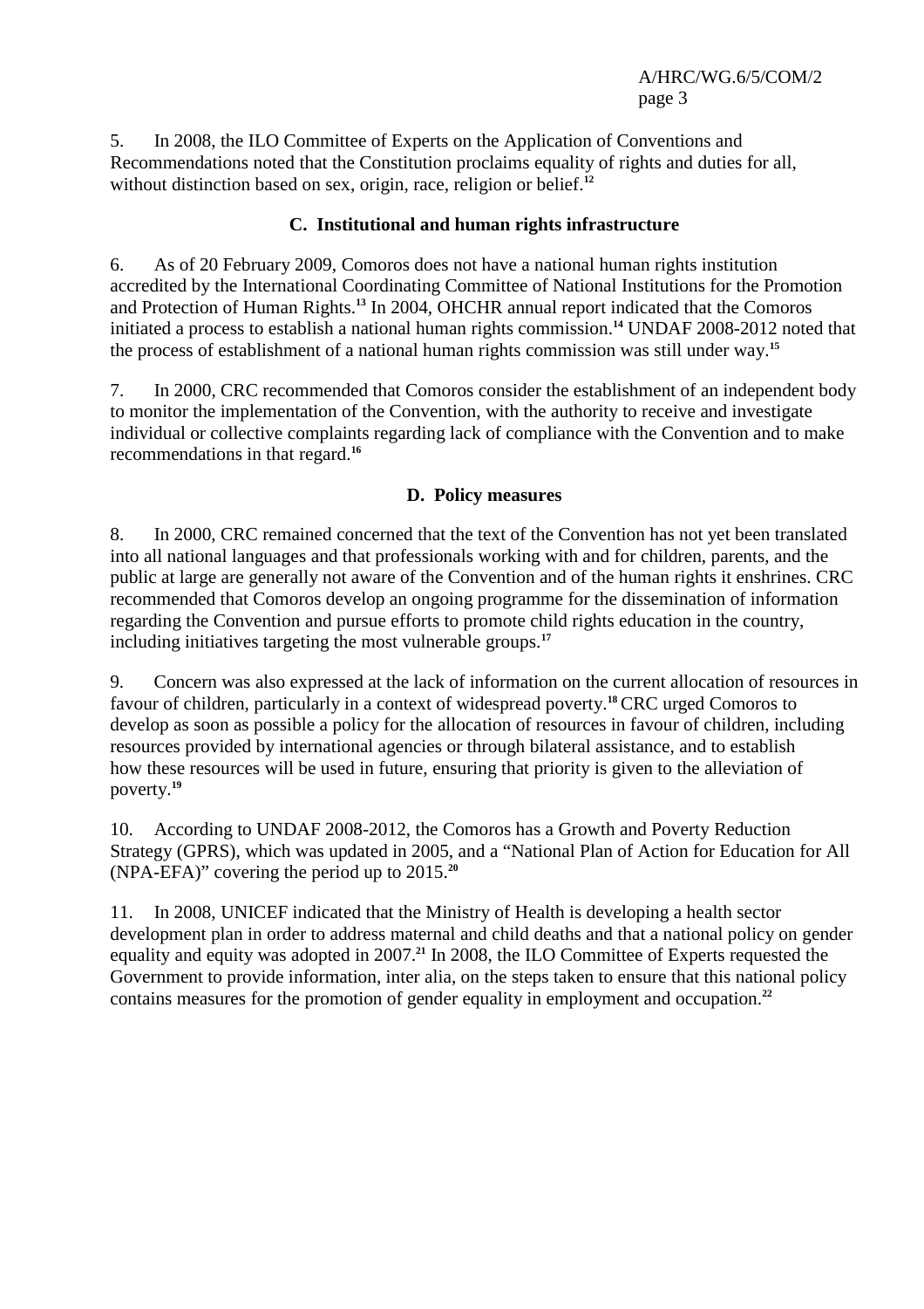5. In 2008, the ILO Committee of Experts on the Application of Conventions and Recommendations noted that the Constitution proclaims equality of rights and duties for all, without distinction based on sex, origin, race, religion or belief.[12]

## C. Institutional and human rights infrastructure

6. As of 20 February 2009, Comoros does not have a national human rights institution accredited by the International Coordinating Committee of National Institutions for the Promotion and Protection of Human Rights.[13] In 2004, OHCHR annual report indicated that the Comoros initiated a process to establish a national human rights commission.[14] UNDAF 2008-2012 noted that the process of establishment of a national human rights commission was still under way.[15]

7. In 2000, CRC recommended that Comoros consider the establishment of an independent body to monitor the implementation of the Convention, with the authority to receive and investigate individual or collective complaints regarding lack of compliance with the Convention and to make recommendations in that regard.[16]

## D. Policy measures

8. In 2000, CRC remained concerned that the text of the Convention has not yet been translated into all national languages and that professionals working with and for children, parents, and the public at large are generally not aware of the Convention and of the human rights it enshrines. CRC recommended that Comoros develop an ongoing programme for the dissemination of information regarding the Convention and pursue efforts to promote child rights education in the country, including initiatives targeting the most vulnerable groups.[17]

9. Concern was also expressed at the lack of information on the current allocation of resources in favour of children, particularly in a context of widespread poverty.[18] CRC urged Comoros to develop as soon as possible a policy for the allocation of resources in favour of children, including resources provided by international agencies or through bilateral assistance, and to establish how these resources will be used in future, ensuring that priority is given to the alleviation of poverty.[19]

10. According to UNDAF 2008-2012, the Comoros has a Growth and Poverty Reduction Strategy (GPRS), which was updated in 2005, and a "National Plan of Action for Education for All (NPA-EFA)" covering the period up to 2015.[20]

11. In 2008, UNICEF indicated that the Ministry of Health is developing a health sector development plan in order to address maternal and child deaths and that a national policy on gender equality and equity was adopted in 2007.[21] In 2008, the ILO Committee of Experts requested the Government to provide information, inter alia, on the steps taken to ensure that this national policy contains measures for the promotion of gender equality in employment and occupation.[22]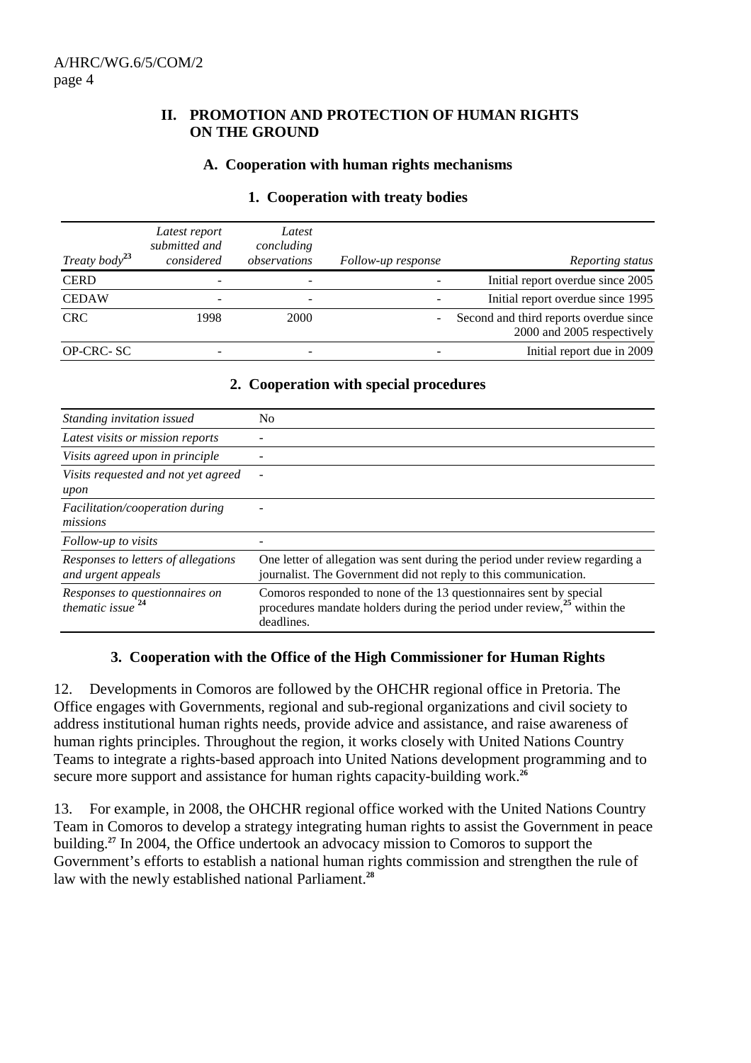## II. PROMOTION AND PROTECTION OF HUMAN RIGHTS ON THE GROUND

### A. Cooperation with human rights mechanisms

#### 1. Cooperation with treaty bodies

| *Treaty body*[23] | *Latest report submitted and considered* | *Latest concluding observations* | *Follow-up response* | *Reporting status* |
|---|---|---|---|---|
| CERD | - | - | - | Initial report overdue since 2005 |
| CEDAW | - | - | - | Initial report overdue since 1995 |
| CRC | 1998 | 2000 | - | Second and third reports overdue since 2000 and 2005 respectively |
| OP-CRC- SC | - | - | - | Initial report due in 2009 |

#### 2. Cooperation with special procedures

| | |
|---|---|
| *Standing invitation issued* | No |
| *Latest visits or mission reports* | - |
| *Visits agreed upon in principle* | - |
| *Visits requested and not yet agreed upon* | - |
| *Facilitation/cooperation during missions* | - |
| *Follow-up to visits* | - |
| *Responses to letters of allegations and urgent appeals* | One letter of allegation was sent during the period under review regarding a journalist. The Government did not reply to this communication. |
| *Responses to questionnaires on thematic issue* [24] | Comoros responded to none of the 13 questionnaires sent by special procedures mandate holders during the period under review,[25] within the deadlines. |

#### 3. Cooperation with the Office of the High Commissioner for Human Rights

12. Developments in Comoros are followed by the OHCHR regional office in Pretoria. The Office engages with Governments, regional and sub-regional organizations and civil society to address institutional human rights needs, provide advice and assistance, and raise awareness of human rights principles. Throughout the region, it works closely with United Nations Country Teams to integrate a rights-based approach into United Nations development programming and to secure more support and assistance for human rights capacity-building work.[26]

13. For example, in 2008, the OHCHR regional office worked with the United Nations Country Team in Comoros to develop a strategy integrating human rights to assist the Government in peace building.[27] In 2004, the Office undertook an advocacy mission to Comoros to support the Government's efforts to establish a national human rights commission and strengthen the rule of law with the newly established national Parliament.[28]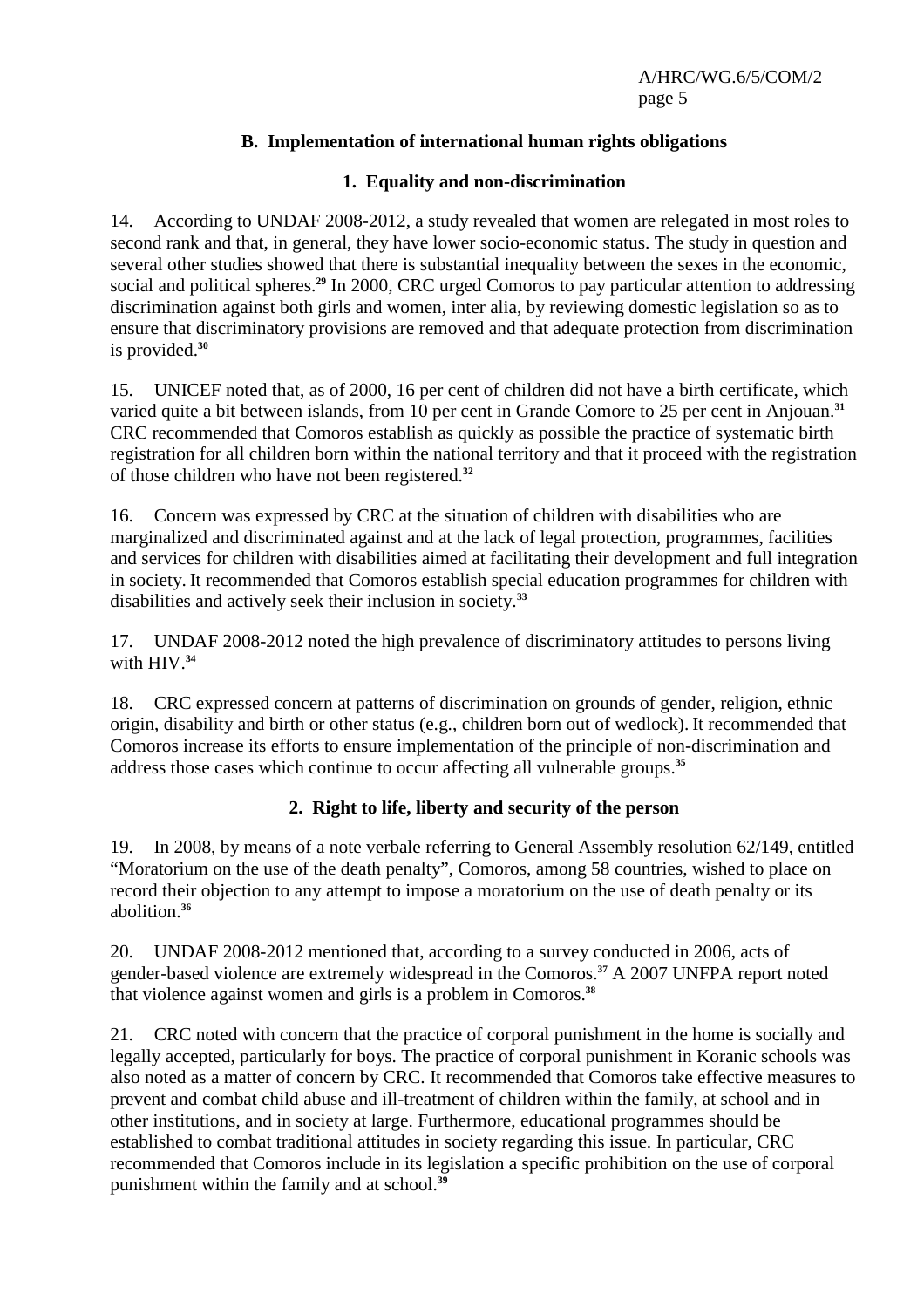### B. Implementation of international human rights obligations

#### 1. Equality and non-discrimination

14. According to UNDAF 2008-2012, a study revealed that women are relegated in most roles to second rank and that, in general, they have lower socio-economic status. The study in question and several other studies showed that there is substantial inequality between the sexes in the economic, social and political spheres.[29] In 2000, CRC urged Comoros to pay particular attention to addressing discrimination against both girls and women, inter alia, by reviewing domestic legislation so as to ensure that discriminatory provisions are removed and that adequate protection from discrimination is provided.[30]

15. UNICEF noted that, as of 2000, 16 per cent of children did not have a birth certificate, which varied quite a bit between islands, from 10 per cent in Grande Comore to 25 per cent in Anjouan.[31] CRC recommended that Comoros establish as quickly as possible the practice of systematic birth registration for all children born within the national territory and that it proceed with the registration of those children who have not been registered.[32]

16. Concern was expressed by CRC at the situation of children with disabilities who are marginalized and discriminated against and at the lack of legal protection, programmes, facilities and services for children with disabilities aimed at facilitating their development and full integration in society. It recommended that Comoros establish special education programmes for children with disabilities and actively seek their inclusion in society.[33]

17. UNDAF 2008-2012 noted the high prevalence of discriminatory attitudes to persons living with HIV.[34]

18. CRC expressed concern at patterns of discrimination on grounds of gender, religion, ethnic origin, disability and birth or other status (e.g., children born out of wedlock). It recommended that Comoros increase its efforts to ensure implementation of the principle of non-discrimination and address those cases which continue to occur affecting all vulnerable groups.[35]

#### 2. Right to life, liberty and security of the person

19. In 2008, by means of a note verbale referring to General Assembly resolution 62/149, entitled "Moratorium on the use of the death penalty", Comoros, among 58 countries, wished to place on record their objection to any attempt to impose a moratorium on the use of death penalty or its abolition.[36]

20. UNDAF 2008-2012 mentioned that, according to a survey conducted in 2006, acts of gender-based violence are extremely widespread in the Comoros.[37] A 2007 UNFPA report noted that violence against women and girls is a problem in Comoros.[38]

21. CRC noted with concern that the practice of corporal punishment in the home is socially and legally accepted, particularly for boys. The practice of corporal punishment in Koranic schools was also noted as a matter of concern by CRC. It recommended that Comoros take effective measures to prevent and combat child abuse and ill-treatment of children within the family, at school and in other institutions, and in society at large. Furthermore, educational programmes should be established to combat traditional attitudes in society regarding this issue. In particular, CRC recommended that Comoros include in its legislation a specific prohibition on the use of corporal punishment within the family and at school.[39]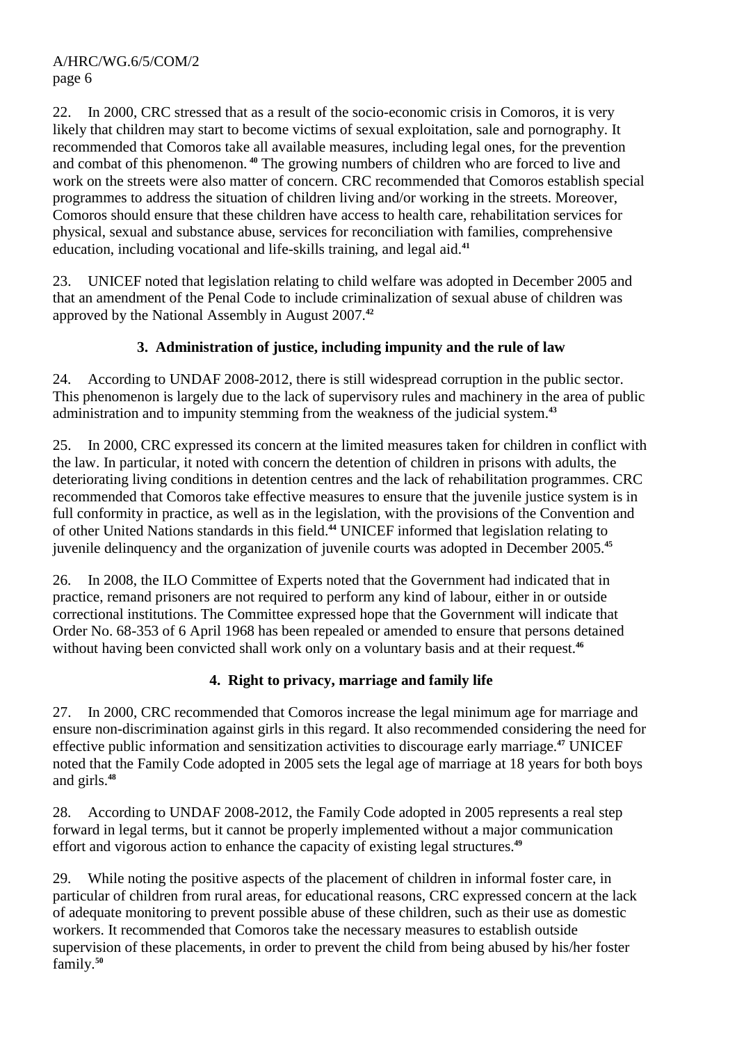22. In 2000, CRC stressed that as a result of the socio-economic crisis in Comoros, it is very likely that children may start to become victims of sexual exploitation, sale and pornography. It recommended that Comoros take all available measures, including legal ones, for the prevention and combat of this phenomenon.[40] The growing numbers of children who are forced to live and work on the streets were also matter of concern. CRC recommended that Comoros establish special programmes to address the situation of children living and/or working in the streets. Moreover, Comoros should ensure that these children have access to health care, rehabilitation services for physical, sexual and substance abuse, services for reconciliation with families, comprehensive education, including vocational and life-skills training, and legal aid.[41]

23. UNICEF noted that legislation relating to child welfare was adopted in December 2005 and that an amendment of the Penal Code to include criminalization of sexual abuse of children was approved by the National Assembly in August 2007.[42]

### 3. Administration of justice, including impunity and the rule of law

24. According to UNDAF 2008-2012, there is still widespread corruption in the public sector. This phenomenon is largely due to the lack of supervisory rules and machinery in the area of public administration and to impunity stemming from the weakness of the judicial system.[43]

25. In 2000, CRC expressed its concern at the limited measures taken for children in conflict with the law. In particular, it noted with concern the detention of children in prisons with adults, the deteriorating living conditions in detention centres and the lack of rehabilitation programmes. CRC recommended that Comoros take effective measures to ensure that the juvenile justice system is in full conformity in practice, as well as in the legislation, with the provisions of the Convention and of other United Nations standards in this field.[44] UNICEF informed that legislation relating to juvenile delinquency and the organization of juvenile courts was adopted in December 2005.[45]

26. In 2008, the ILO Committee of Experts noted that the Government had indicated that in practice, remand prisoners are not required to perform any kind of labour, either in or outside correctional institutions. The Committee expressed hope that the Government will indicate that Order No. 68-353 of 6 April 1968 has been repealed or amended to ensure that persons detained without having been convicted shall work only on a voluntary basis and at their request.[46]

### 4. Right to privacy, marriage and family life

27. In 2000, CRC recommended that Comoros increase the legal minimum age for marriage and ensure non-discrimination against girls in this regard. It also recommended considering the need for effective public information and sensitization activities to discourage early marriage.[47] UNICEF noted that the Family Code adopted in 2005 sets the legal age of marriage at 18 years for both boys and girls.[48]

28. According to UNDAF 2008-2012, the Family Code adopted in 2005 represents a real step forward in legal terms, but it cannot be properly implemented without a major communication effort and vigorous action to enhance the capacity of existing legal structures.[49]

29. While noting the positive aspects of the placement of children in informal foster care, in particular of children from rural areas, for educational reasons, CRC expressed concern at the lack of adequate monitoring to prevent possible abuse of these children, such as their use as domestic workers. It recommended that Comoros take the necessary measures to establish outside supervision of these placements, in order to prevent the child from being abused by his/her foster family.[50]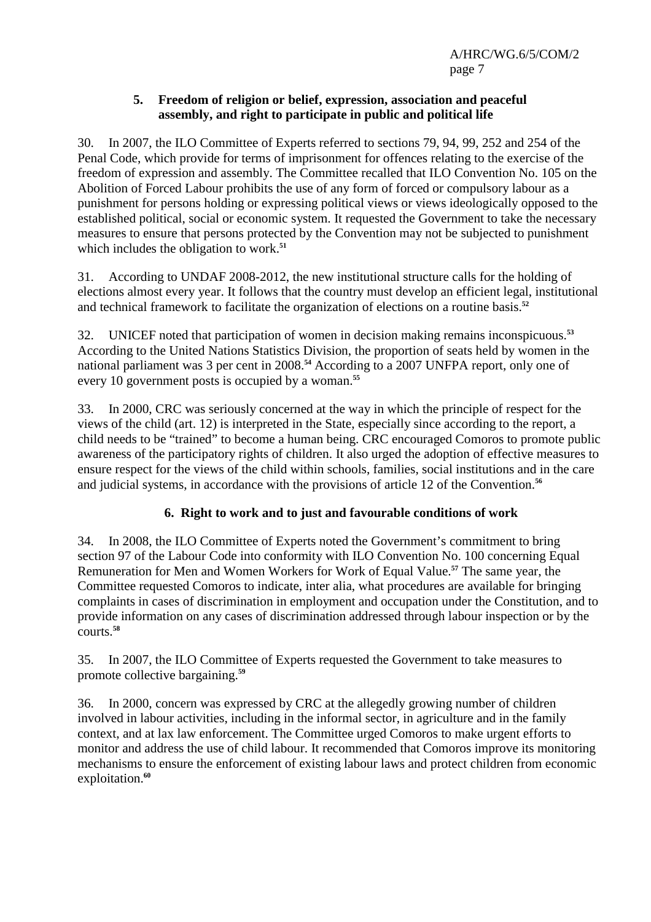### 5. Freedom of religion or belief, expression, association and peaceful assembly, and right to participate in public and political life

30. In 2007, the ILO Committee of Experts referred to sections 79, 94, 99, 252 and 254 of the Penal Code, which provide for terms of imprisonment for offences relating to the exercise of the freedom of expression and assembly. The Committee recalled that ILO Convention No. 105 on the Abolition of Forced Labour prohibits the use of any form of forced or compulsory labour as a punishment for persons holding or expressing political views or views ideologically opposed to the established political, social or economic system. It requested the Government to take the necessary measures to ensure that persons protected by the Convention may not be subjected to punishment which includes the obligation to work.[51]

31. According to UNDAF 2008-2012, the new institutional structure calls for the holding of elections almost every year. It follows that the country must develop an efficient legal, institutional and technical framework to facilitate the organization of elections on a routine basis.[52]

32. UNICEF noted that participation of women in decision making remains inconspicuous.[53] According to the United Nations Statistics Division, the proportion of seats held by women in the national parliament was 3 per cent in 2008.[54] According to a 2007 UNFPA report, only one of every 10 government posts is occupied by a woman.[55]

33. In 2000, CRC was seriously concerned at the way in which the principle of respect for the views of the child (art. 12) is interpreted in the State, especially since according to the report, a child needs to be "trained" to become a human being. CRC encouraged Comoros to promote public awareness of the participatory rights of children. It also urged the adoption of effective measures to ensure respect for the views of the child within schools, families, social institutions and in the care and judicial systems, in accordance with the provisions of article 12 of the Convention.[56]

### 6. Right to work and to just and favourable conditions of work

34. In 2008, the ILO Committee of Experts noted the Government's commitment to bring section 97 of the Labour Code into conformity with ILO Convention No. 100 concerning Equal Remuneration for Men and Women Workers for Work of Equal Value.[57] The same year, the Committee requested Comoros to indicate, inter alia, what procedures are available for bringing complaints in cases of discrimination in employment and occupation under the Constitution, and to provide information on any cases of discrimination addressed through labour inspection or by the courts.[58]

35. In 2007, the ILO Committee of Experts requested the Government to take measures to promote collective bargaining.[59]

36. In 2000, concern was expressed by CRC at the allegedly growing number of children involved in labour activities, including in the informal sector, in agriculture and in the family context, and at lax law enforcement. The Committee urged Comoros to make urgent efforts to monitor and address the use of child labour. It recommended that Comoros improve its monitoring mechanisms to ensure the enforcement of existing labour laws and protect children from economic exploitation.[60]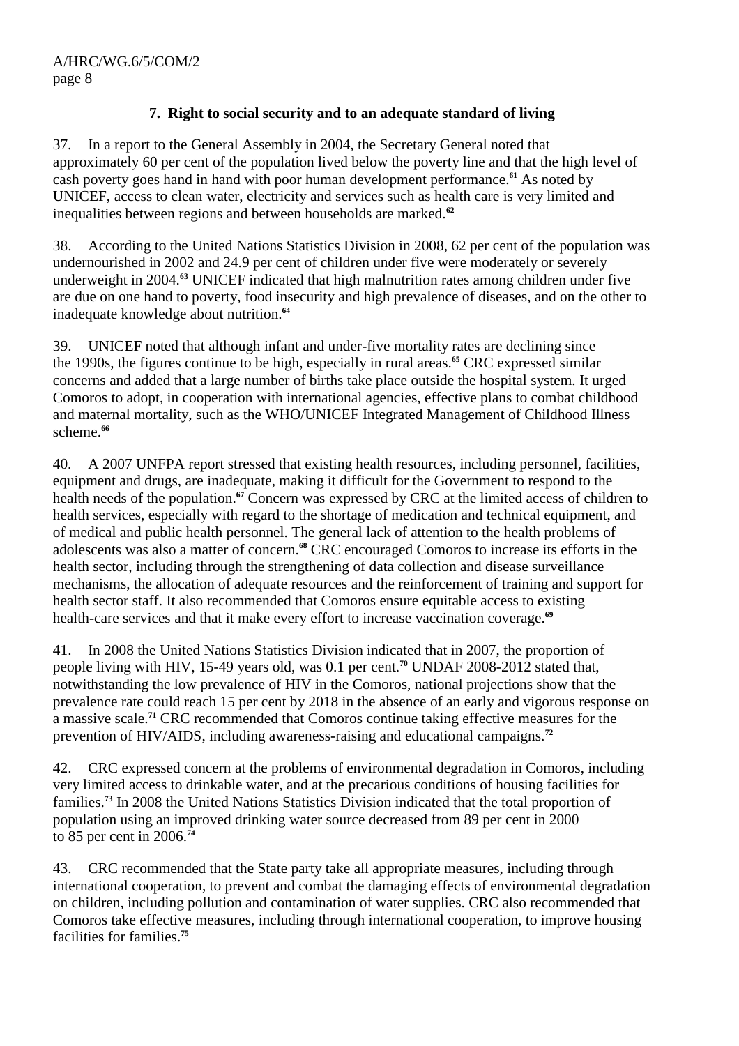### 7. Right to social security and to an adequate standard of living

37. In a report to the General Assembly in 2004, the Secretary General noted that approximately 60 per cent of the population lived below the poverty line and that the high level of cash poverty goes hand in hand with poor human development performance.[61] As noted by UNICEF, access to clean water, electricity and services such as health care is very limited and inequalities between regions and between households are marked.[62]

38. According to the United Nations Statistics Division in 2008, 62 per cent of the population was undernourished in 2002 and 24.9 per cent of children under five were moderately or severely underweight in 2004.[63] UNICEF indicated that high malnutrition rates among children under five are due on one hand to poverty, food insecurity and high prevalence of diseases, and on the other to inadequate knowledge about nutrition.[64]

39. UNICEF noted that although infant and under-five mortality rates are declining since the 1990s, the figures continue to be high, especially in rural areas.[65] CRC expressed similar concerns and added that a large number of births take place outside the hospital system. It urged Comoros to adopt, in cooperation with international agencies, effective plans to combat childhood and maternal mortality, such as the WHO/UNICEF Integrated Management of Childhood Illness scheme.[66]

40. A 2007 UNFPA report stressed that existing health resources, including personnel, facilities, equipment and drugs, are inadequate, making it difficult for the Government to respond to the health needs of the population.[67] Concern was expressed by CRC at the limited access of children to health services, especially with regard to the shortage of medication and technical equipment, and of medical and public health personnel. The general lack of attention to the health problems of adolescents was also a matter of concern.[68] CRC encouraged Comoros to increase its efforts in the health sector, including through the strengthening of data collection and disease surveillance mechanisms, the allocation of adequate resources and the reinforcement of training and support for health sector staff. It also recommended that Comoros ensure equitable access to existing health-care services and that it make every effort to increase vaccination coverage.[69]

41. In 2008 the United Nations Statistics Division indicated that in 2007, the proportion of people living with HIV, 15-49 years old, was 0.1 per cent.[70] UNDAF 2008-2012 stated that, notwithstanding the low prevalence of HIV in the Comoros, national projections show that the prevalence rate could reach 15 per cent by 2018 in the absence of an early and vigorous response on a massive scale.[71] CRC recommended that Comoros continue taking effective measures for the prevention of HIV/AIDS, including awareness-raising and educational campaigns.[72]

42. CRC expressed concern at the problems of environmental degradation in Comoros, including very limited access to drinkable water, and at the precarious conditions of housing facilities for families.[73] In 2008 the United Nations Statistics Division indicated that the total proportion of population using an improved drinking water source decreased from 89 per cent in 2000 to 85 per cent in 2006.[74]

43. CRC recommended that the State party take all appropriate measures, including through international cooperation, to prevent and combat the damaging effects of environmental degradation on children, including pollution and contamination of water supplies. CRC also recommended that Comoros take effective measures, including through international cooperation, to improve housing facilities for families.[75]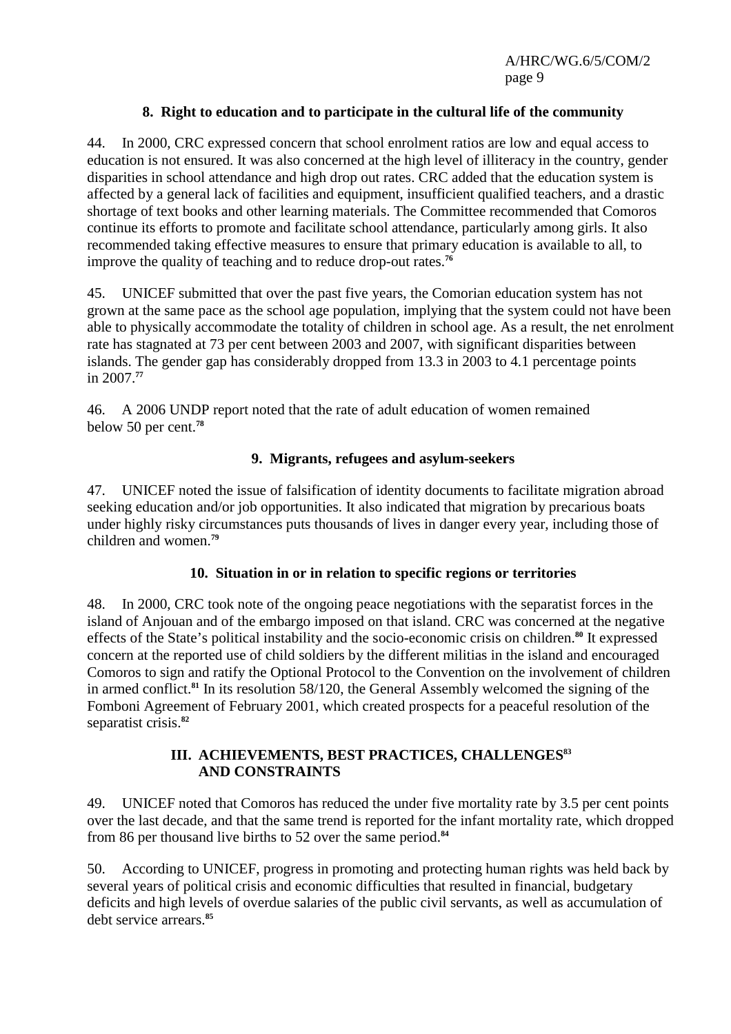### 8. Right to education and to participate in the cultural life of the community

44. In 2000, CRC expressed concern that school enrolment ratios are low and equal access to education is not ensured. It was also concerned at the high level of illiteracy in the country, gender disparities in school attendance and high drop out rates. CRC added that the education system is affected by a general lack of facilities and equipment, insufficient qualified teachers, and a drastic shortage of text books and other learning materials. The Committee recommended that Comoros continue its efforts to promote and facilitate school attendance, particularly among girls. It also recommended taking effective measures to ensure that primary education is available to all, to improve the quality of teaching and to reduce drop-out rates.[76]

45. UNICEF submitted that over the past five years, the Comorian education system has not grown at the same pace as the school age population, implying that the system could not have been able to physically accommodate the totality of children in school age. As a result, the net enrolment rate has stagnated at 73 per cent between 2003 and 2007, with significant disparities between islands. The gender gap has considerably dropped from 13.3 in 2003 to 4.1 percentage points in 2007.[77]

46. A 2006 UNDP report noted that the rate of adult education of women remained below 50 per cent.[78]

### 9. Migrants, refugees and asylum-seekers

47. UNICEF noted the issue of falsification of identity documents to facilitate migration abroad seeking education and/or job opportunities. It also indicated that migration by precarious boats under highly risky circumstances puts thousands of lives in danger every year, including those of children and women.[79]

### 10. Situation in or in relation to specific regions or territories

48. In 2000, CRC took note of the ongoing peace negotiations with the separatist forces in the island of Anjouan and of the embargo imposed on that island. CRC was concerned at the negative effects of the State's political instability and the socio-economic crisis on children.[80] It expressed concern at the reported use of child soldiers by the different militias in the island and encouraged Comoros to sign and ratify the Optional Protocol to the Convention on the involvement of children in armed conflict.[81] In its resolution 58/120, the General Assembly welcomed the signing of the Fomboni Agreement of February 2001, which created prospects for a peaceful resolution of the separatist crisis.[82]

## III. ACHIEVEMENTS, BEST PRACTICES, CHALLENGES[83] AND CONSTRAINTS

49. UNICEF noted that Comoros has reduced the under five mortality rate by 3.5 per cent points over the last decade, and that the same trend is reported for the infant mortality rate, which dropped from 86 per thousand live births to 52 over the same period.[84]

50. According to UNICEF, progress in promoting and protecting human rights was held back by several years of political crisis and economic difficulties that resulted in financial, budgetary deficits and high levels of overdue salaries of the public civil servants, as well as accumulation of debt service arrears.[85]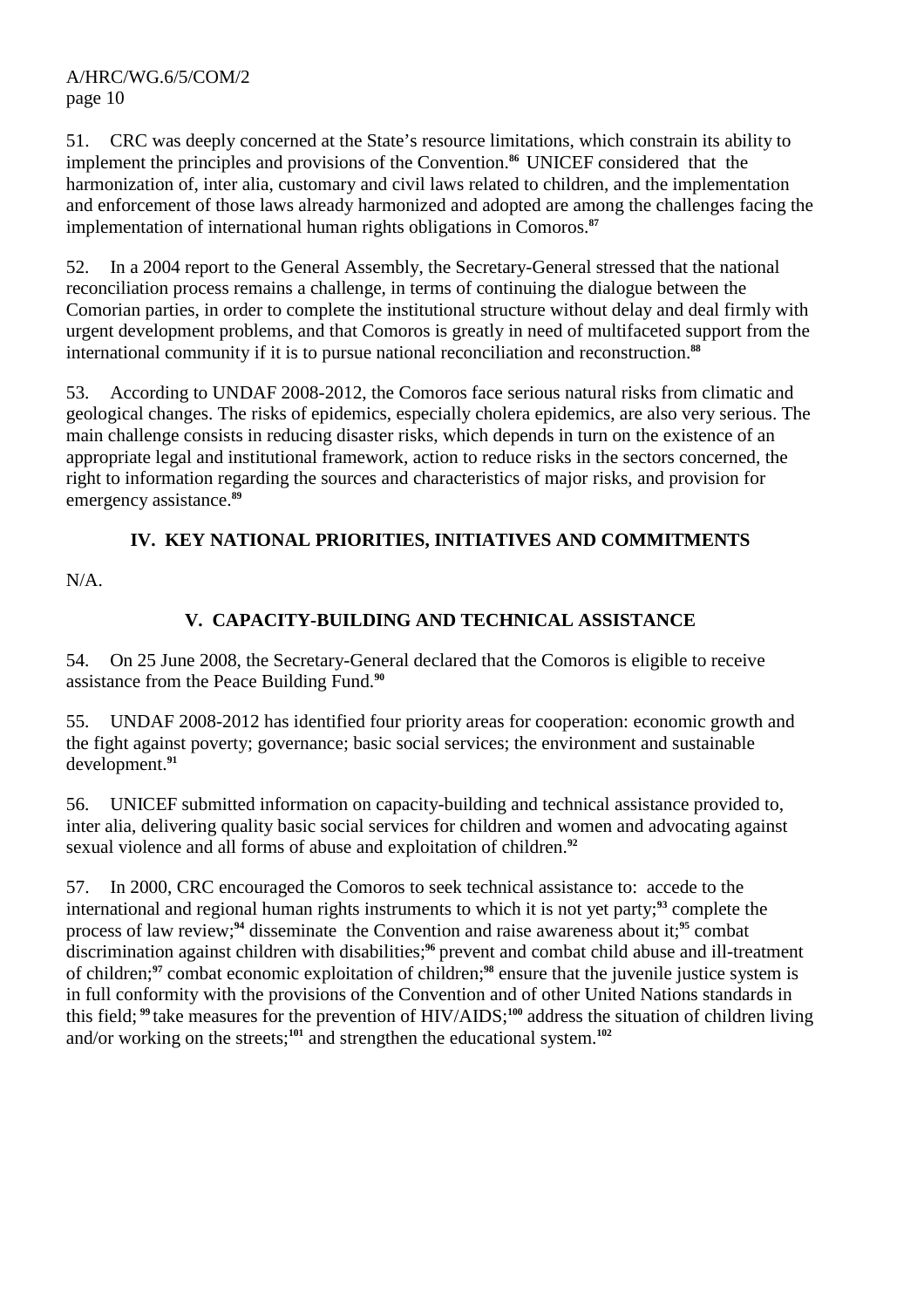51. CRC was deeply concerned at the State's resource limitations, which constrain its ability to implement the principles and provisions of the Convention.[86] UNICEF considered that the harmonization of, inter alia, customary and civil laws related to children, and the implementation and enforcement of those laws already harmonized and adopted are among the challenges facing the implementation of international human rights obligations in Comoros.[87]

52. In a 2004 report to the General Assembly, the Secretary-General stressed that the national reconciliation process remains a challenge, in terms of continuing the dialogue between the Comorian parties, in order to complete the institutional structure without delay and deal firmly with urgent development problems, and that Comoros is greatly in need of multifaceted support from the international community if it is to pursue national reconciliation and reconstruction.[88]

53. According to UNDAF 2008-2012, the Comoros face serious natural risks from climatic and geological changes. The risks of epidemics, especially cholera epidemics, are also very serious. The main challenge consists in reducing disaster risks, which depends in turn on the existence of an appropriate legal and institutional framework, action to reduce risks in the sectors concerned, the right to information regarding the sources and characteristics of major risks, and provision for emergency assistance.[89]

## IV. KEY NATIONAL PRIORITIES, INITIATIVES AND COMMITMENTS

N/A.

## V. CAPACITY-BUILDING AND TECHNICAL ASSISTANCE

54. On 25 June 2008, the Secretary-General declared that the Comoros is eligible to receive assistance from the Peace Building Fund.[90]

55. UNDAF 2008-2012 has identified four priority areas for cooperation: economic growth and the fight against poverty; governance; basic social services; the environment and sustainable development.[91]

56. UNICEF submitted information on capacity-building and technical assistance provided to, inter alia, delivering quality basic social services for children and women and advocating against sexual violence and all forms of abuse and exploitation of children.[92]

57. In 2000, CRC encouraged the Comoros to seek technical assistance to: accede to the international and regional human rights instruments to which it is not yet party;[93] complete the process of law review;[94] disseminate the Convention and raise awareness about it;[95] combat discrimination against children with disabilities;[96] prevent and combat child abuse and ill-treatment of children;[97] combat economic exploitation of children;[98] ensure that the juvenile justice system is in full conformity with the provisions of the Convention and of other United Nations standards in this field;[99] take measures for the prevention of HIV/AIDS;[100] address the situation of children living and/or working on the streets;[101] and strengthen the educational system.[102]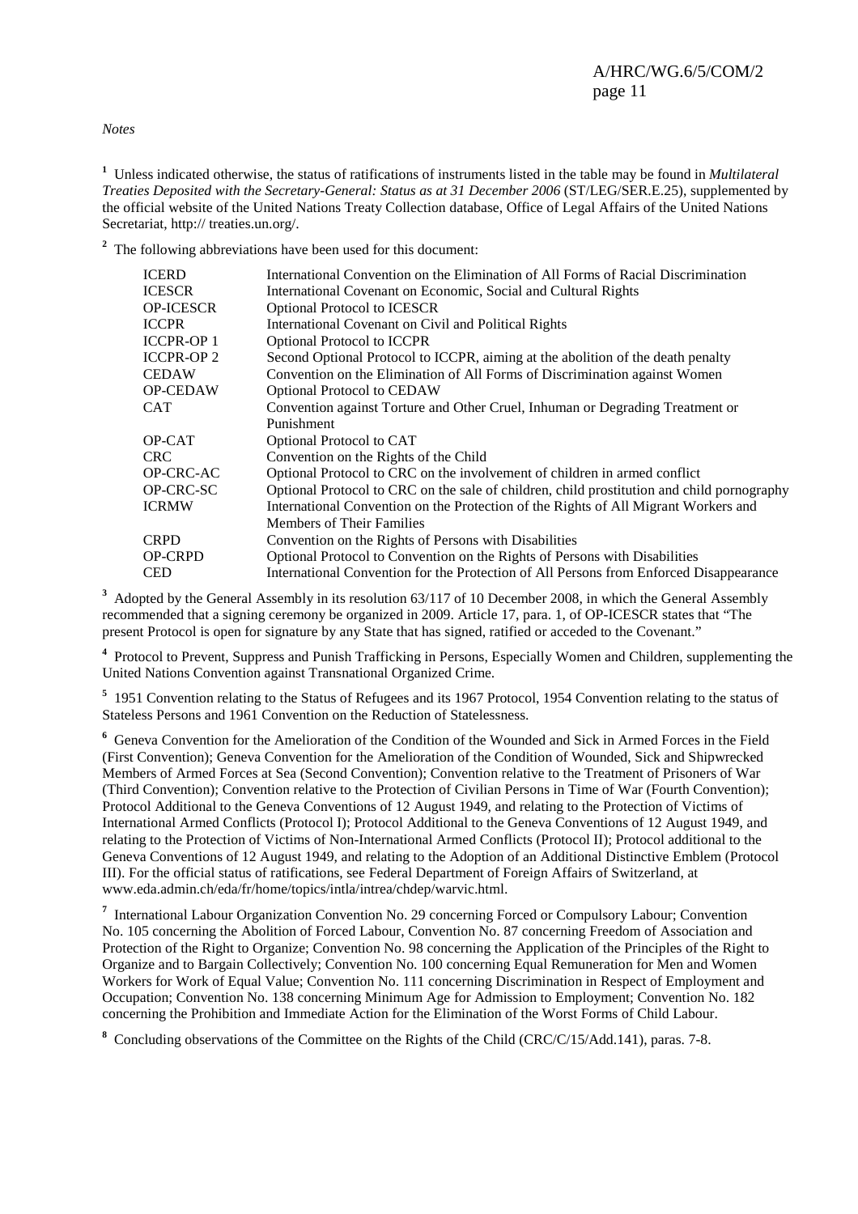*Notes*

[1] Unless indicated otherwise, the status of ratifications of instruments listed in the table may be found in *Multilateral Treaties Deposited with the Secretary-General: Status as at 31 December 2006* (ST/LEG/SER.E.25), supplemented by the official website of the United Nations Treaty Collection database, Office of Legal Affairs of the United Nations Secretariat, http:// treaties.un.org/.

[2] The following abbreviations have been used for this document:

| | |
|---|---|
| ICERD | International Convention on the Elimination of All Forms of Racial Discrimination |
| ICESCR | International Covenant on Economic, Social and Cultural Rights |
| OP-ICESCR | Optional Protocol to ICESCR |
| ICCPR | International Covenant on Civil and Political Rights |
| ICCPR-OP 1 | Optional Protocol to ICCPR |
| ICCPR-OP 2 | Second Optional Protocol to ICCPR, aiming at the abolition of the death penalty |
| CEDAW | Convention on the Elimination of All Forms of Discrimination against Women |
| OP-CEDAW | Optional Protocol to CEDAW |
| CAT | Convention against Torture and Other Cruel, Inhuman or Degrading Treatment or Punishment |
| OP-CAT | Optional Protocol to CAT |
| CRC | Convention on the Rights of the Child |
| OP-CRC-AC | Optional Protocol to CRC on the involvement of children in armed conflict |
| OP-CRC-SC | Optional Protocol to CRC on the sale of children, child prostitution and child pornography |
| ICRMW | International Convention on the Protection of the Rights of All Migrant Workers and Members of Their Families |
| CRPD | Convention on the Rights of Persons with Disabilities |
| OP-CRPD | Optional Protocol to Convention on the Rights of Persons with Disabilities |
| CED | International Convention for the Protection of All Persons from Enforced Disappearance |

[3] Adopted by the General Assembly in its resolution 63/117 of 10 December 2008, in which the General Assembly recommended that a signing ceremony be organized in 2009. Article 17, para. 1, of OP-ICESCR states that "The present Protocol is open for signature by any State that has signed, ratified or acceded to the Covenant."

[4] Protocol to Prevent, Suppress and Punish Trafficking in Persons, Especially Women and Children, supplementing the United Nations Convention against Transnational Organized Crime.

[5] 1951 Convention relating to the Status of Refugees and its 1967 Protocol, 1954 Convention relating to the status of Stateless Persons and 1961 Convention on the Reduction of Statelessness.

[6] Geneva Convention for the Amelioration of the Condition of the Wounded and Sick in Armed Forces in the Field (First Convention); Geneva Convention for the Amelioration of the Condition of Wounded, Sick and Shipwrecked Members of Armed Forces at Sea (Second Convention); Convention relative to the Treatment of Prisoners of War (Third Convention); Convention relative to the Protection of Civilian Persons in Time of War (Fourth Convention); Protocol Additional to the Geneva Conventions of 12 August 1949, and relating to the Protection of Victims of International Armed Conflicts (Protocol I); Protocol Additional to the Geneva Conventions of 12 August 1949, and relating to the Protection of Victims of Non-International Armed Conflicts (Protocol II); Protocol additional to the Geneva Conventions of 12 August 1949, and relating to the Adoption of an Additional Distinctive Emblem (Protocol III). For the official status of ratifications, see Federal Department of Foreign Affairs of Switzerland, at www.eda.admin.ch/eda/fr/home/topics/intla/intrea/chdep/warvic.html.

[7] International Labour Organization Convention No. 29 concerning Forced or Compulsory Labour; Convention No. 105 concerning the Abolition of Forced Labour, Convention No. 87 concerning Freedom of Association and Protection of the Right to Organize; Convention No. 98 concerning the Application of the Principles of the Right to Organize and to Bargain Collectively; Convention No. 100 concerning Equal Remuneration for Men and Women Workers for Work of Equal Value; Convention No. 111 concerning Discrimination in Respect of Employment and Occupation; Convention No. 138 concerning Minimum Age for Admission to Employment; Convention No. 182 concerning the Prohibition and Immediate Action for the Elimination of the Worst Forms of Child Labour.

[8] Concluding observations of the Committee on the Rights of the Child (CRC/C/15/Add.141), paras. 7-8.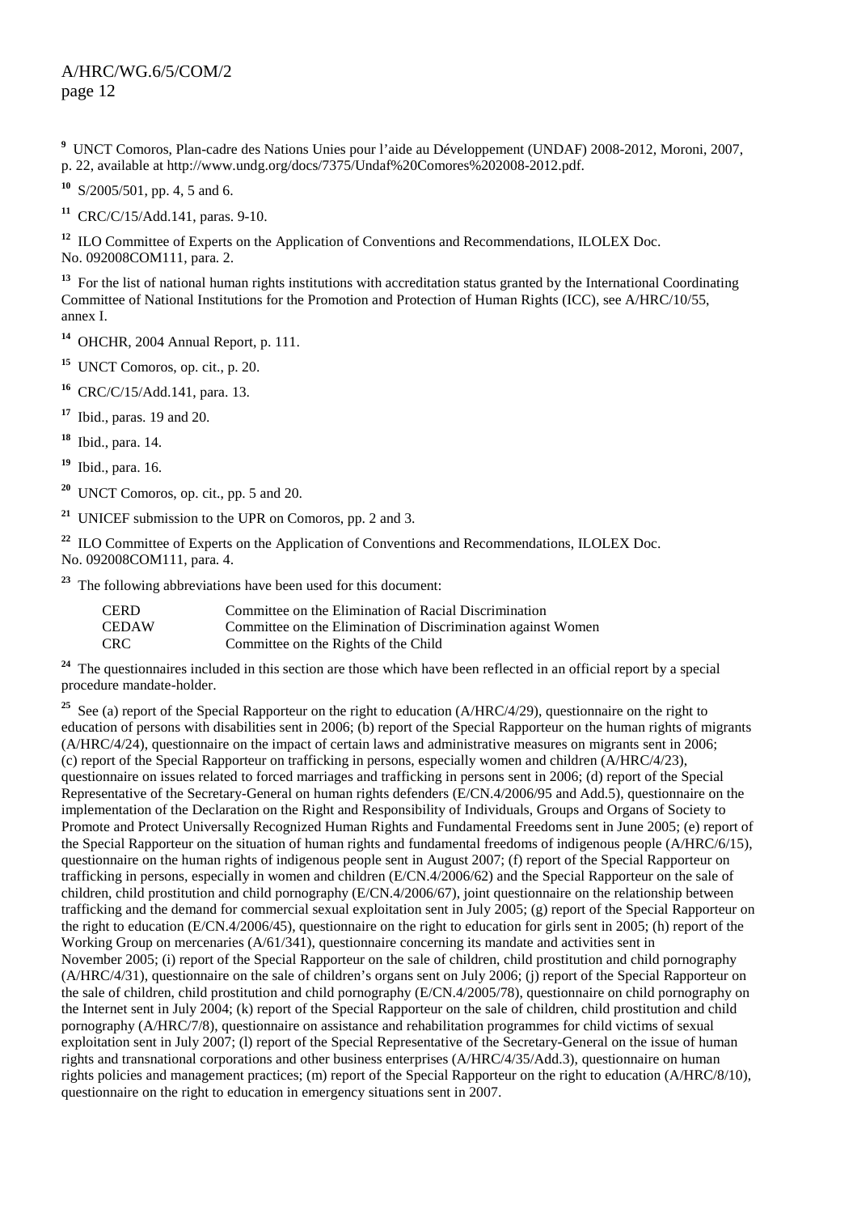[9] UNCT Comoros, Plan-cadre des Nations Unies pour l'aide au Développement (UNDAF) 2008-2012, Moroni, 2007, p. 22, available at http://www.undg.org/docs/7375/Undaf%20Comores%202008-2012.pdf.

[10] S/2005/501, pp. 4, 5 and 6.

[11] CRC/C/15/Add.141, paras. 9-10.

[12] ILO Committee of Experts on the Application of Conventions and Recommendations, ILOLEX Doc. No. 092008COM111, para. 2.

[13] For the list of national human rights institutions with accreditation status granted by the International Coordinating Committee of National Institutions for the Promotion and Protection of Human Rights (ICC), see A/HRC/10/55, annex I.

[14] OHCHR, 2004 Annual Report, p. 111.

[15] UNCT Comoros, op. cit., p. 20.

[16] CRC/C/15/Add.141, para. 13.

[17] Ibid., paras. 19 and 20.

[18] Ibid., para. 14.

[19] Ibid., para. 16.

[20] UNCT Comoros, op. cit., pp. 5 and 20.

[21] UNICEF submission to the UPR on Comoros, pp. 2 and 3.

[22] ILO Committee of Experts on the Application of Conventions and Recommendations, ILOLEX Doc. No. 092008COM111, para. 4.

[23] The following abbreviations have been used for this document:

| | |
|---|---|
| CERD | Committee on the Elimination of Racial Discrimination |
| CEDAW | Committee on the Elimination of Discrimination against Women |
| CRC | Committee on the Rights of the Child |

[24] The questionnaires included in this section are those which have been reflected in an official report by a special procedure mandate-holder.

[25] See (a) report of the Special Rapporteur on the right to education (A/HRC/4/29), questionnaire on the right to education of persons with disabilities sent in 2006; (b) report of the Special Rapporteur on the human rights of migrants (A/HRC/4/24), questionnaire on the impact of certain laws and administrative measures on migrants sent in 2006; (c) report of the Special Rapporteur on trafficking in persons, especially women and children (A/HRC/4/23), questionnaire on issues related to forced marriages and trafficking in persons sent in 2006; (d) report of the Special Representative of the Secretary-General on human rights defenders (E/CN.4/2006/95 and Add.5), questionnaire on the implementation of the Declaration on the Right and Responsibility of Individuals, Groups and Organs of Society to Promote and Protect Universally Recognized Human Rights and Fundamental Freedoms sent in June 2005; (e) report of the Special Rapporteur on the situation of human rights and fundamental freedoms of indigenous people (A/HRC/6/15), questionnaire on the human rights of indigenous people sent in August 2007; (f) report of the Special Rapporteur on trafficking in persons, especially in women and children (E/CN.4/2006/62) and the Special Rapporteur on the sale of children, child prostitution and child pornography (E/CN.4/2006/67), joint questionnaire on the relationship between trafficking and the demand for commercial sexual exploitation sent in July 2005; (g) report of the Special Rapporteur on the right to education (E/CN.4/2006/45), questionnaire on the right to education for girls sent in 2005; (h) report of the Working Group on mercenaries (A/61/341), questionnaire concerning its mandate and activities sent in November 2005; (i) report of the Special Rapporteur on the sale of children, child prostitution and child pornography (A/HRC/4/31), questionnaire on the sale of children's organs sent on July 2006; (j) report of the Special Rapporteur on the sale of children, child prostitution and child pornography (E/CN.4/2005/78), questionnaire on child pornography on the Internet sent in July 2004; (k) report of the Special Rapporteur on the sale of children, child prostitution and child pornography (A/HRC/7/8), questionnaire on assistance and rehabilitation programmes for child victims of sexual exploitation sent in July 2007; (l) report of the Special Representative of the Secretary-General on the issue of human rights and transnational corporations and other business enterprises (A/HRC/4/35/Add.3), questionnaire on human rights policies and management practices; (m) report of the Special Rapporteur on the right to education (A/HRC/8/10), questionnaire on the right to education in emergency situations sent in 2007.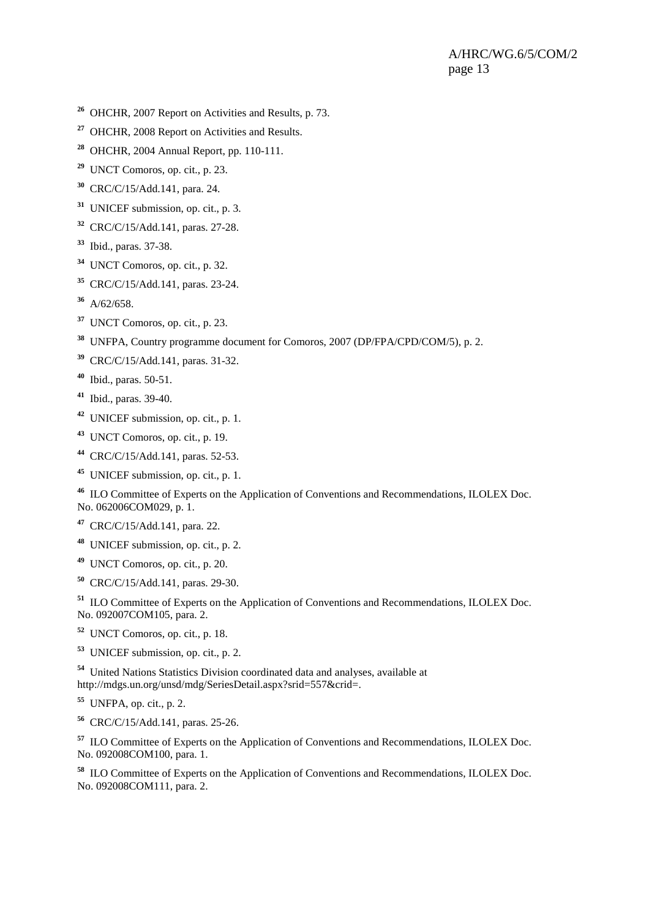[26] OHCHR, 2007 Report on Activities and Results, p. 73.

[27] OHCHR, 2008 Report on Activities and Results.

[28] OHCHR, 2004 Annual Report, pp. 110-111.

[29] UNCT Comoros, op. cit., p. 23.

[30] CRC/C/15/Add.141, para. 24.

[31] UNICEF submission, op. cit., p. 3.

[32] CRC/C/15/Add.141, paras. 27-28.

[33] Ibid., paras. 37-38.

[34] UNCT Comoros, op. cit., p. 32.

[35] CRC/C/15/Add.141, paras. 23-24.

[36] A/62/658.

[37] UNCT Comoros, op. cit., p. 23.

[38] UNFPA, Country programme document for Comoros, 2007 (DP/FPA/CPD/COM/5), p. 2.

[39] CRC/C/15/Add.141, paras. 31-32.

[40] Ibid., paras. 50-51.

[41] Ibid., paras. 39-40.

[42] UNICEF submission, op. cit., p. 1.

[43] UNCT Comoros, op. cit., p. 19.

[44] CRC/C/15/Add.141, paras. 52-53.

[45] UNICEF submission, op. cit., p. 1.

[46] ILO Committee of Experts on the Application of Conventions and Recommendations, ILOLEX Doc. No. 062006COM029, p. 1.

[47] CRC/C/15/Add.141, para. 22.

[48] UNICEF submission, op. cit., p. 2.

[49] UNCT Comoros, op. cit., p. 20.

[50] CRC/C/15/Add.141, paras. 29-30.

[51] ILO Committee of Experts on the Application of Conventions and Recommendations, ILOLEX Doc. No. 092007COM105, para. 2.

[52] UNCT Comoros, op. cit., p. 18.

[53] UNICEF submission, op. cit., p. 2.

[54] United Nations Statistics Division coordinated data and analyses, available at http://mdgs.un.org/unsd/mdg/SeriesDetail.aspx?srid=557&crid=.

[55] UNFPA, op. cit., p. 2.

[56] CRC/C/15/Add.141, paras. 25-26.

[57] ILO Committee of Experts on the Application of Conventions and Recommendations, ILOLEX Doc. No. 092008COM100, para. 1.

[58] ILO Committee of Experts on the Application of Conventions and Recommendations, ILOLEX Doc. No. 092008COM111, para. 2.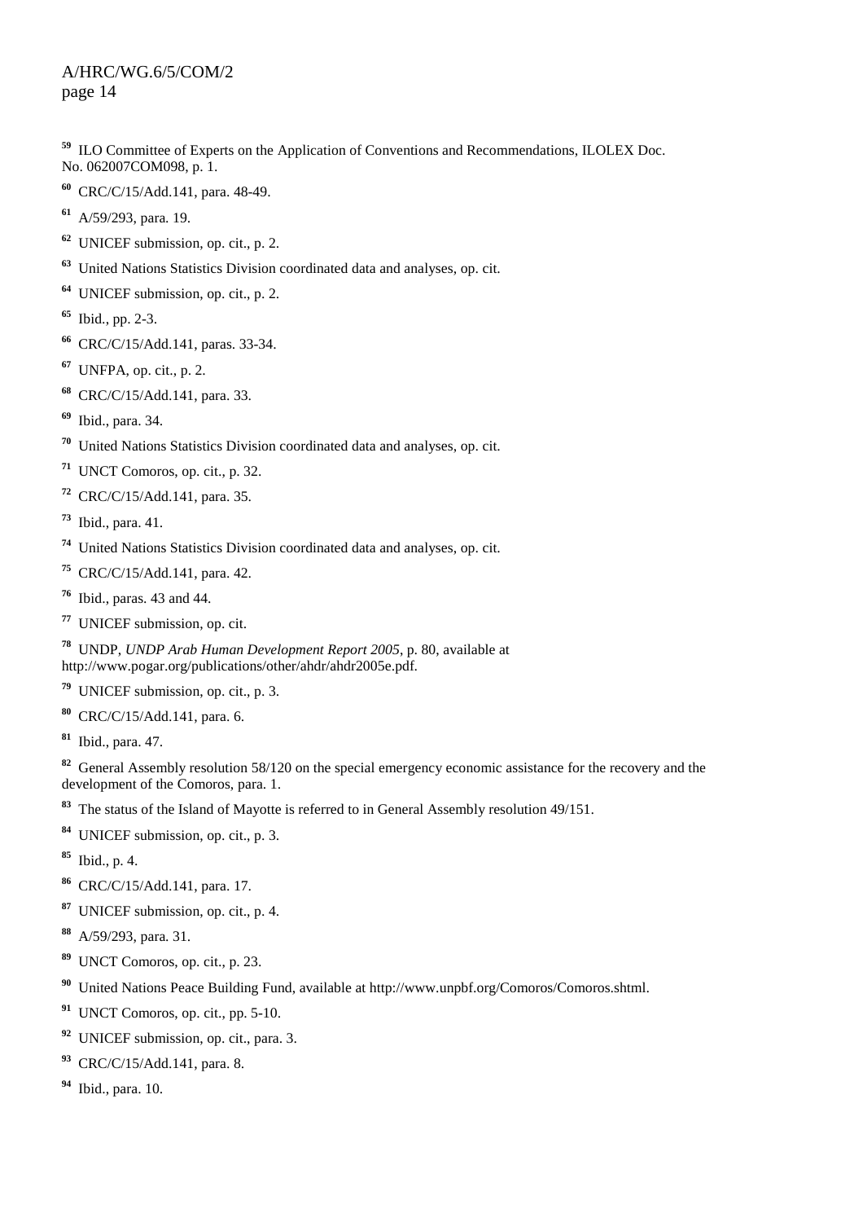[59] ILO Committee of Experts on the Application of Conventions and Recommendations, ILOLEX Doc. No. 062007COM098, p. 1.

[60] CRC/C/15/Add.141, para. 48-49.

[61] A/59/293, para. 19.

[62] UNICEF submission, op. cit., p. 2.

[63] United Nations Statistics Division coordinated data and analyses, op. cit.

[64] UNICEF submission, op. cit., p. 2.

[65] Ibid., pp. 2-3.

[66] CRC/C/15/Add.141, paras. 33-34.

[67] UNFPA, op. cit., p. 2.

[68] CRC/C/15/Add.141, para. 33.

[69] Ibid., para. 34.

[70] United Nations Statistics Division coordinated data and analyses, op. cit.

[71] UNCT Comoros, op. cit., p. 32.

[72] CRC/C/15/Add.141, para. 35.

[73] Ibid., para. 41.

[74] United Nations Statistics Division coordinated data and analyses, op. cit.

[75] CRC/C/15/Add.141, para. 42.

[76] Ibid., paras. 43 and 44.

[77] UNICEF submission, op. cit.

[78] UNDP, *UNDP Arab Human Development Report 2005*, p. 80, available at http://www.pogar.org/publications/other/ahdr/ahdr2005e.pdf.

[79] UNICEF submission, op. cit., p. 3.

[80] CRC/C/15/Add.141, para. 6.

[81] Ibid., para. 47.

[82] General Assembly resolution 58/120 on the special emergency economic assistance for the recovery and the development of the Comoros, para. 1.

[83] The status of the Island of Mayotte is referred to in General Assembly resolution 49/151.

[84] UNICEF submission, op. cit., p. 3.

[85] Ibid., p. 4.

[86] CRC/C/15/Add.141, para. 17.

[87] UNICEF submission, op. cit., p. 4.

[88] A/59/293, para. 31.

[89] UNCT Comoros, op. cit., p. 23.

[90] United Nations Peace Building Fund, available at http://www.unpbf.org/Comoros/Comoros.shtml.

[91] UNCT Comoros, op. cit., pp. 5-10.

[92] UNICEF submission, op. cit., para. 3.

[93] CRC/C/15/Add.141, para. 8.

[94] Ibid., para. 10.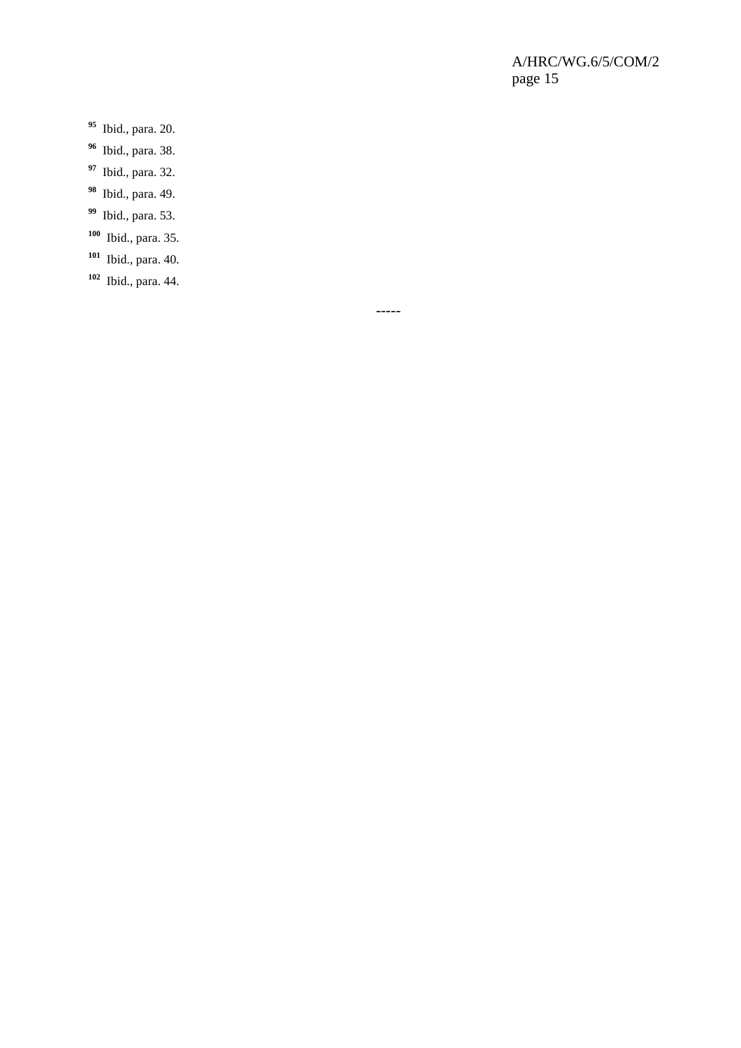[95] Ibid., para. 20.

[96] Ibid., para. 38.

[97] Ibid., para. 32.

[98] Ibid., para. 49.

[99] Ibid., para. 53.

[100] Ibid., para. 35.

[101] Ibid., para. 40.

[102] Ibid., para. 44.

-----